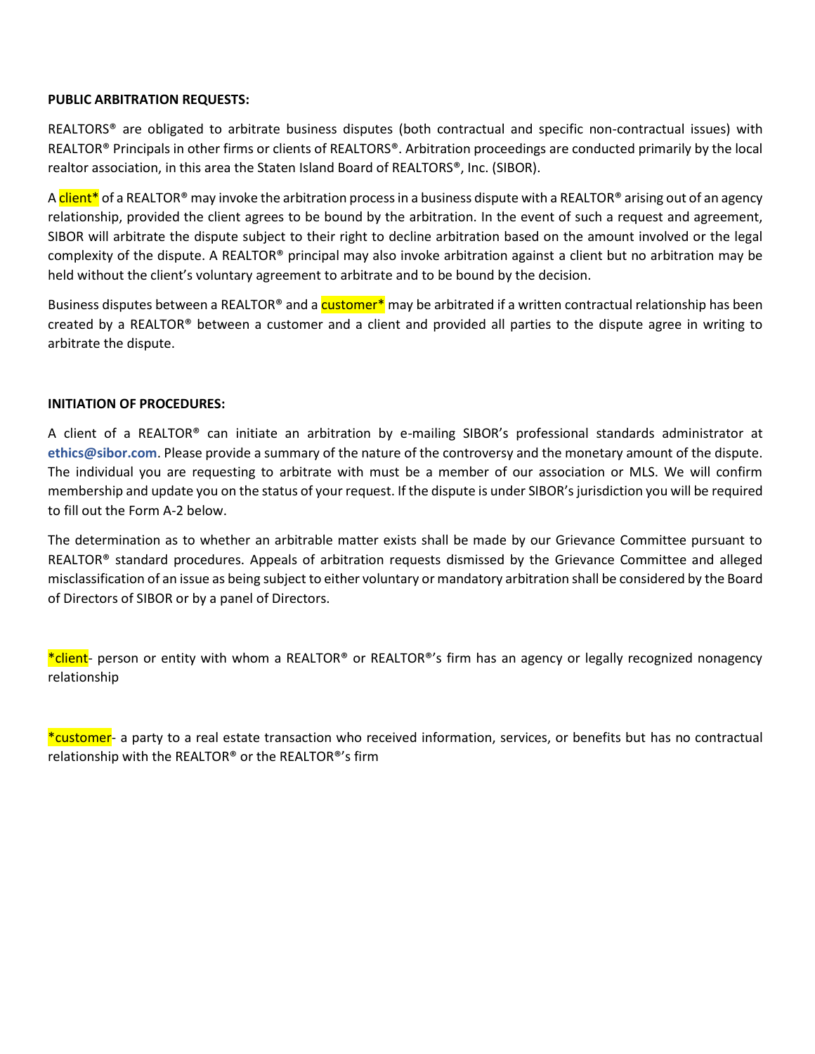**PUBLIC ARBITRATION REQUESTS:**

REALTORS® are obligated to arbitrate business disputes (both contractual and specific non-contractual issues) with REALTOR® Principals in other firms or clients of REALTORS®. Arbitration proceedings are conducted primarily by the local realtor association, in this area the Staten Island Board of REALTORS®, Inc. (SIBOR).

A client* of a REALTOR® may invoke the arbitration process in a business dispute with a REALTOR® arising out of an agency relationship, provided the client agrees to be bound by the arbitration. In the event of such a request and agreement, SIBOR will arbitrate the dispute subject to their right to decline arbitration based on the amount involved or the legal complexity of the dispute. A REALTOR® principal may also invoke arbitration against a client but no arbitration may be held without the client's voluntary agreement to arbitrate and to be bound by the decision.

Business disputes between a REALTOR® and a customer* may be arbitrated if a written contractual relationship has been created by a REALTOR® between a customer and a client and provided all parties to the dispute agree in writing to arbitrate the dispute.

**INITIATION OF PROCEDURES:**

A client of a REALTOR® can initiate an arbitration by e-mailing SIBOR's professional standards administrator at **ethics@sibor.com**. Please provide a summary of the nature of the controversy and the monetary amount of the dispute. The individual you are requesting to arbitrate with must be a member of our association or MLS. We will confirm membership and update you on the status of your request. If the dispute is under SIBOR's jurisdiction you will be required to fill out the Form A-2 below.

The determination as to whether an arbitrable matter exists shall be made by our Grievance Committee pursuant to REALTOR® standard procedures. Appeals of arbitration requests dismissed by the Grievance Committee and alleged misclassification of an issue as being subject to either voluntary or mandatory arbitration shall be considered by the Board of Directors of SIBOR or by a panel of Directors.

*client- person or entity with whom a REALTOR® or REALTOR®'s firm has an agency or legally recognized nonagency relationship

*customer- a party to a real estate transaction who received information, services, or benefits but has no contractual relationship with the REALTOR® or the REALTOR®'s firm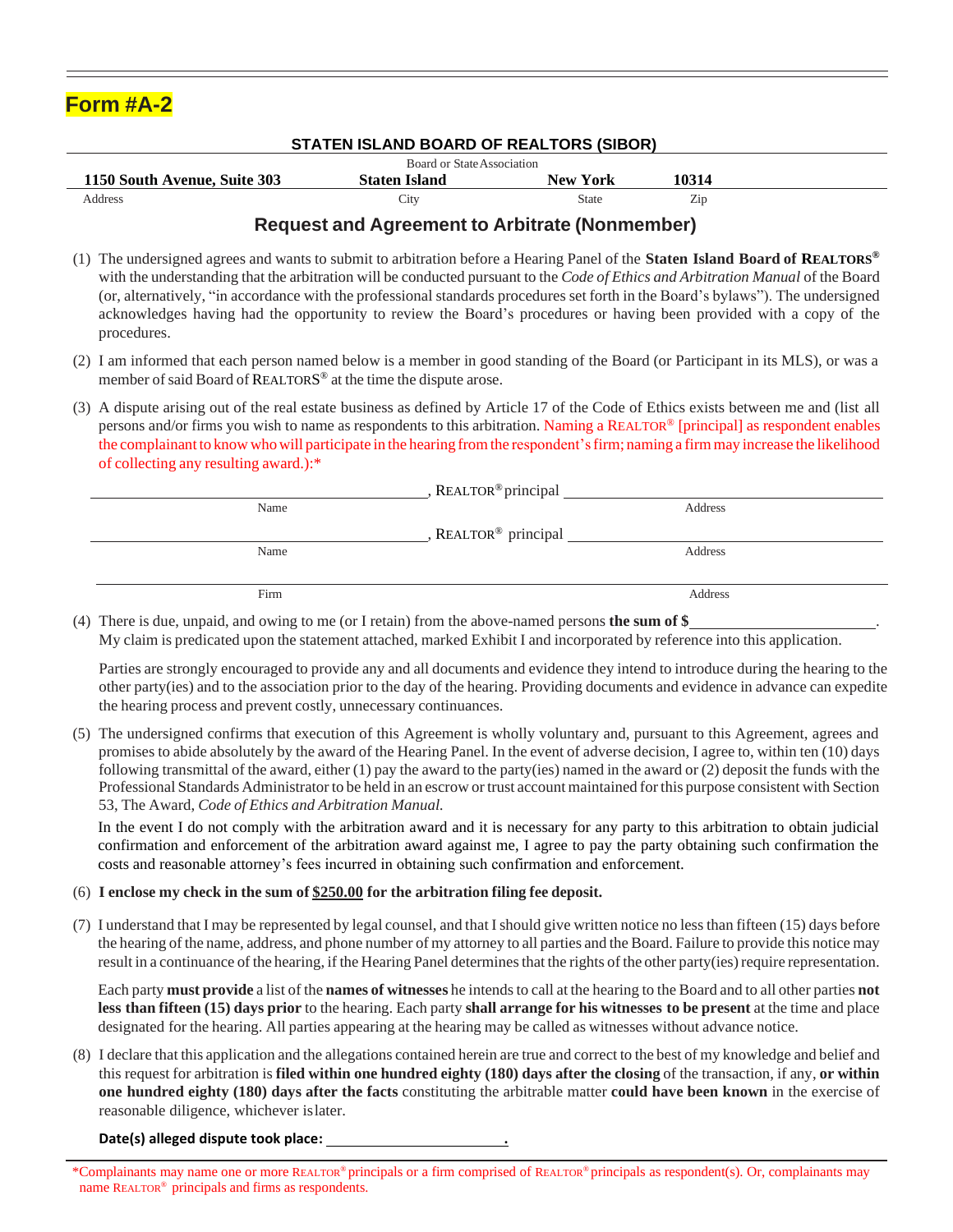# Form #A-2

**STATEN ISLAND BOARD OF REALTORS (SIBOR)**

Board or State Association

| **1150 South Avenue, Suite 303** | **Staten Island** | **New York** | **10314** |
|---|---|---|---|
| Address | City | State | Zip |

## Request and Agreement to Arbitrate (Nonmember)

(1) The undersigned agrees and wants to submit to arbitration before a Hearing Panel of the **Staten Island Board of REALTORS®** with the understanding that the arbitration will be conducted pursuant to the *Code of Ethics and Arbitration Manual* of the Board (or, alternatively, "in accordance with the professional standards procedures set forth in the Board's bylaws"). The undersigned acknowledges having had the opportunity to review the Board's procedures or having been provided with a copy of the procedures.

(2) I am informed that each person named below is a member in good standing of the Board (or Participant in its MLS), or was a member of said Board of REALTORS® at the time the dispute arose.

(3) A dispute arising out of the real estate business as defined by Article 17 of the Code of Ethics exists between me and (list all persons and/or firms you wish to name as respondents to this arbitration. Naming a REALTOR® [principal] as respondent enables the complainant to know who will participate in the hearing from the respondent's firm; naming a firm may increase the likelihood of collecting any resulting award.):*

______________________________, REALTOR® principal ______________________________
Name | Address

______________________________, REALTOR® principal ______________________________
Name | Address

______________________________________________________________________
Firm | Address

(4) There is due, unpaid, and owing to me (or I retain) from the above-named persons **the sum of $**______________________. My claim is predicated upon the statement attached, marked Exhibit I and incorporated by reference into this application.

Parties are strongly encouraged to provide any and all documents and evidence they intend to introduce during the hearing to the other party(ies) and to the association prior to the day of the hearing. Providing documents and evidence in advance can expedite the hearing process and prevent costly, unnecessary continuances.

(5) The undersigned confirms that execution of this Agreement is wholly voluntary and, pursuant to this Agreement, agrees and promises to abide absolutely by the award of the Hearing Panel. In the event of adverse decision, I agree to, within ten (10) days following transmittal of the award, either (1) pay the award to the party(ies) named in the award or (2) deposit the funds with the Professional Standards Administrator to be held in an escrow or trust account maintained for this purpose consistent with Section 53, The Award, *Code of Ethics and Arbitration Manual.*

In the event I do not comply with the arbitration award and it is necessary for any party to this arbitration to obtain judicial confirmation and enforcement of the arbitration award against me, I agree to pay the party obtaining such confirmation the costs and reasonable attorney's fees incurred in obtaining such confirmation and enforcement.

(6) **I enclose my check in the sum of <u>$250.00</u> for the arbitration filing fee deposit.**

(7) I understand that I may be represented by legal counsel, and that I should give written notice no less than fifteen (15) days before the hearing of the name, address, and phone number of my attorney to all parties and the Board. Failure to provide this notice may result in a continuance of the hearing, if the Hearing Panel determines that the rights of the other party(ies) require representation.

Each party **must provide** a list of the **names of witnesses** he intends to call at the hearing to the Board and to all other parties **not less than fifteen (15) days prior** to the hearing. Each party **shall arrange for his witnesses to be present** at the time and place designated for the hearing. All parties appearing at the hearing may be called as witnesses without advance notice.

(8) I declare that this application and the allegations contained herein are true and correct to the best of my knowledge and belief and this request for arbitration is **filed within one hundred eighty (180) days after the closing** of the transaction, if any, **or within one hundred eighty (180) days after the facts** constituting the arbitrable matter **could have been known** in the exercise of reasonable diligence, whichever is later.

**Date(s) alleged dispute took place: ______________________.**

*Complainants may name one or more REALTOR® principals or a firm comprised of REALTOR® principals as respondent(s). Or, complainants may name REALTOR® principals and firms as respondents.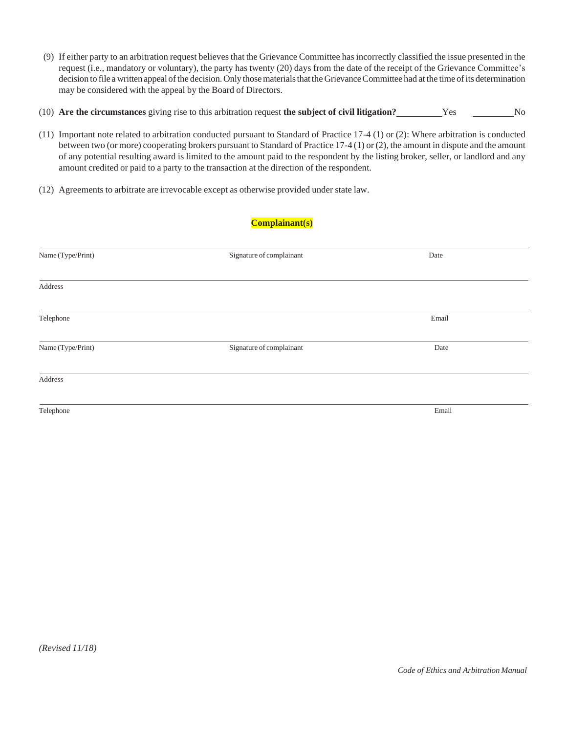(9) If either party to an arbitration request believes that the Grievance Committee has incorrectly classified the issue presented in the request (i.e., mandatory or voluntary), the party has twenty (20) days from the date of the receipt of the Grievance Committee's decision to file a written appeal of the decision. Only those materials that the Grievance Committee had at the time of its determination may be considered with the appeal by the Board of Directors.

(10) **Are the circumstances** giving rise to this arbitration request **the subject of civil litigation?** ________Yes ________No

(11) Important note related to arbitration conducted pursuant to Standard of Practice 17-4 (1) or (2): Where arbitration is conducted between two (or more) cooperating brokers pursuant to Standard of Practice 17-4 (1) or (2), the amount in dispute and the amount of any potential resulting award is limited to the amount paid to the respondent by the listing broker, seller, or landlord and any amount credited or paid to a party to the transaction at the direction of the respondent.

(12) Agreements to arbitrate are irrevocable except as otherwise provided under state law.

**Complainant(s)**

_______________________________________________________________
Name (Type/Print) Signature of complainant Date

_______________________________________________________________
Address

_______________________________________________________________
Telephone Email

_______________________________________________________________
Name (Type/Print) Signature of complainant Date

_______________________________________________________________
Address

_______________________________________________________________
Telephone Email

*(Revised 11/18)*